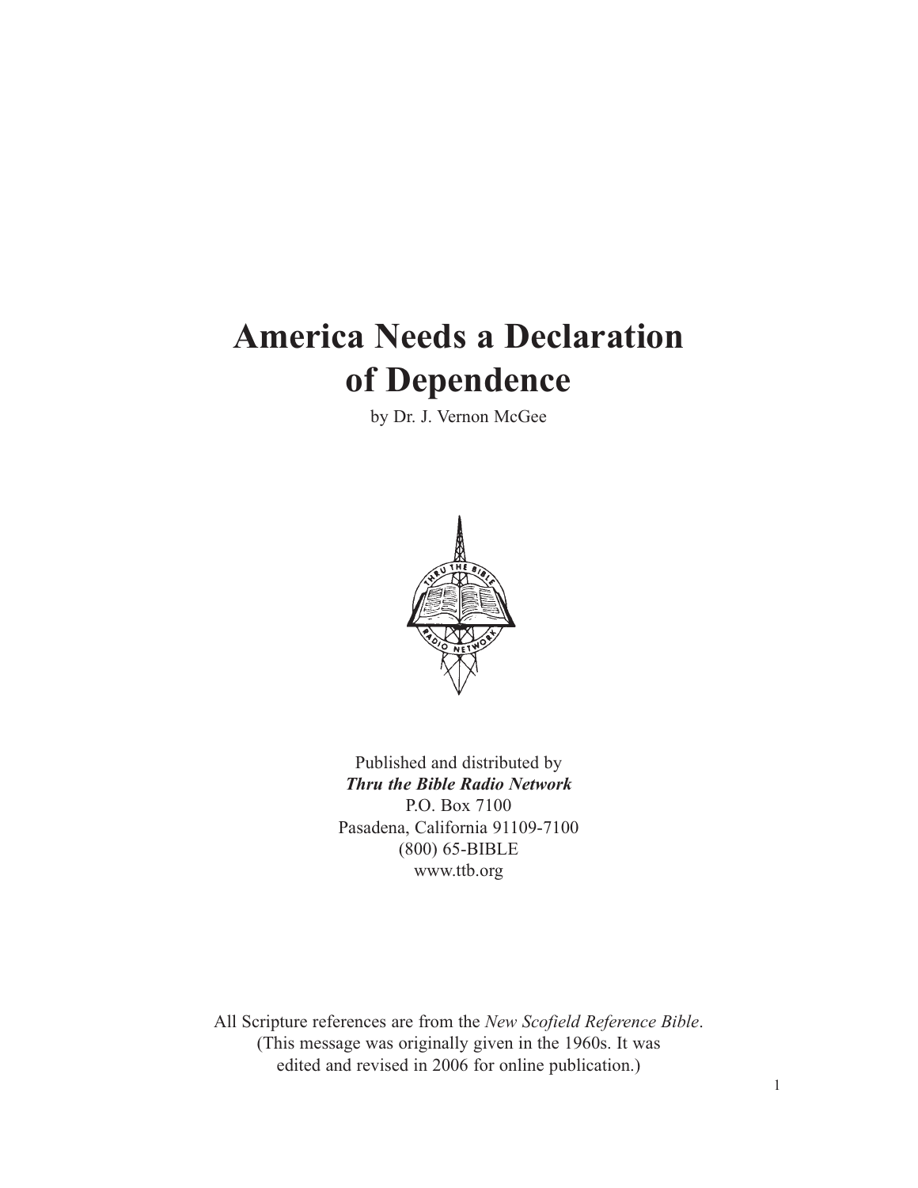# America Needs a Declaration of Dependence

by Dr. J. Vernon McGee

Published and distributed by
***Thru the Bible Radio Network***
P.O. Box 7100
Pasadena, California 91109-7100
(800) 65-BIBLE
www.ttb.org

All Scripture references are from the *New Scofield Reference Bible*.
(This message was originally given in the 1960s. It was edited and revised in 2006 for online publication.)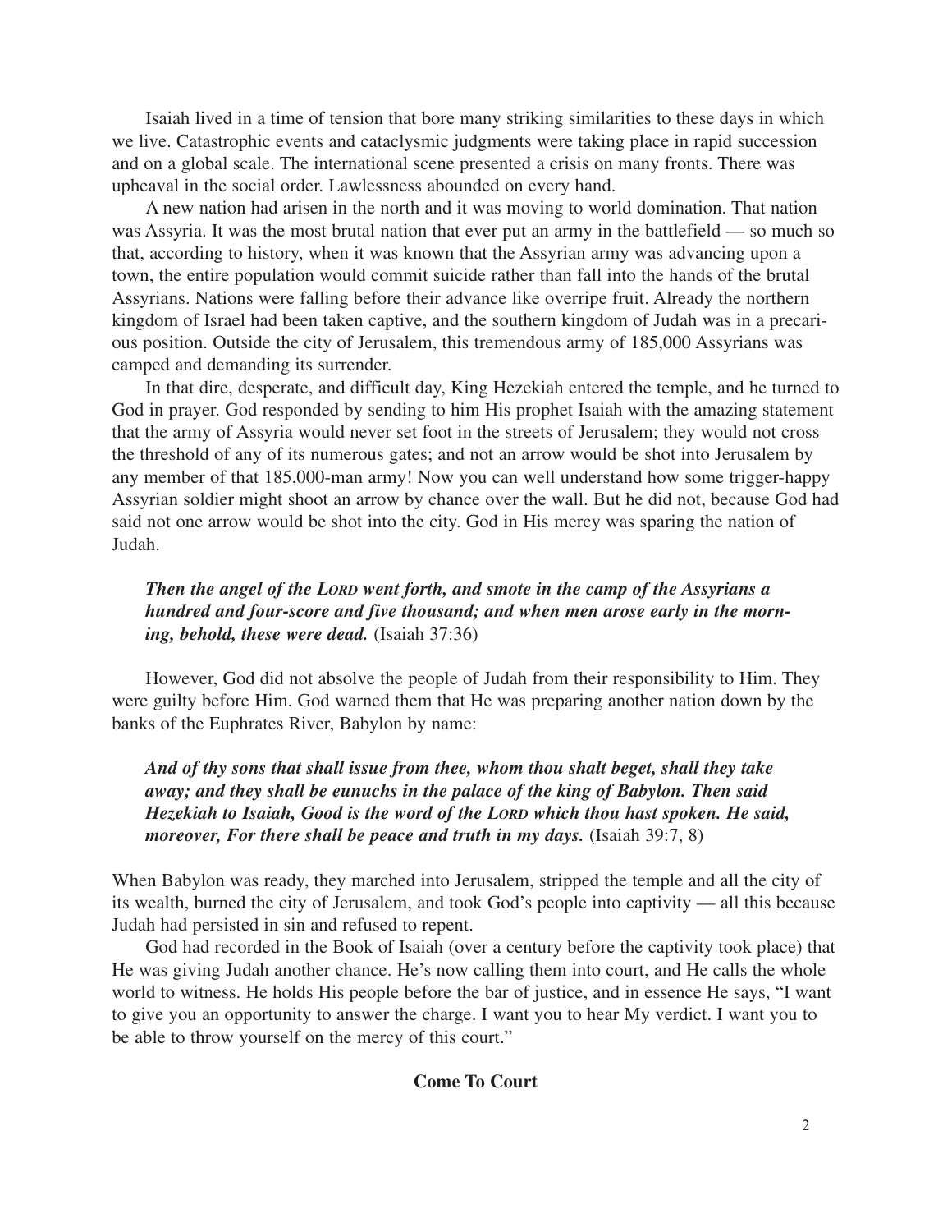Isaiah lived in a time of tension that bore many striking similarities to these days in which we live. Catastrophic events and cataclysmic judgments were taking place in rapid succession and on a global scale. The international scene presented a crisis on many fronts. There was upheaval in the social order. Lawlessness abounded on every hand.

A new nation had arisen in the north and it was moving to world domination. That nation was Assyria. It was the most brutal nation that ever put an army in the battlefield — so much so that, according to history, when it was known that the Assyrian army was advancing upon a town, the entire population would commit suicide rather than fall into the hands of the brutal Assyrians. Nations were falling before their advance like overripe fruit. Already the northern kingdom of Israel had been taken captive, and the southern kingdom of Judah was in a precarious position. Outside the city of Jerusalem, this tremendous army of 185,000 Assyrians was camped and demanding its surrender.

In that dire, desperate, and difficult day, King Hezekiah entered the temple, and he turned to God in prayer. God responded by sending to him His prophet Isaiah with the amazing statement that the army of Assyria would never set foot in the streets of Jerusalem; they would not cross the threshold of any of its numerous gates; and not an arrow would be shot into Jerusalem by any member of that 185,000-man army! Now you can well understand how some trigger-happy Assyrian soldier might shoot an arrow by chance over the wall. But he did not, because God had said not one arrow would be shot into the city. God in His mercy was sparing the nation of Judah.

> ***Then the angel of the LORD went forth, and smote in the camp of the Assyrians a hundred and four-score and five thousand; and when men arose early in the morning, behold, these were dead.*** (Isaiah 37:36)

However, God did not absolve the people of Judah from their responsibility to Him. They were guilty before Him. God warned them that He was preparing another nation down by the banks of the Euphrates River, Babylon by name:

> ***And of thy sons that shall issue from thee, whom thou shalt beget, shall they take away; and they shall be eunuchs in the palace of the king of Babylon. Then said Hezekiah to Isaiah, Good is the word of the LORD which thou hast spoken. He said, moreover, For there shall be peace and truth in my days.*** (Isaiah 39:7, 8)

When Babylon was ready, they marched into Jerusalem, stripped the temple and all the city of its wealth, burned the city of Jerusalem, and took God's people into captivity — all this because Judah had persisted in sin and refused to repent.

God had recorded in the Book of Isaiah (over a century before the captivity took place) that He was giving Judah another chance. He's now calling them into court, and He calls the whole world to witness. He holds His people before the bar of justice, and in essence He says, "I want to give you an opportunity to answer the charge. I want you to hear My verdict. I want you to be able to throw yourself on the mercy of this court."

## Come To Court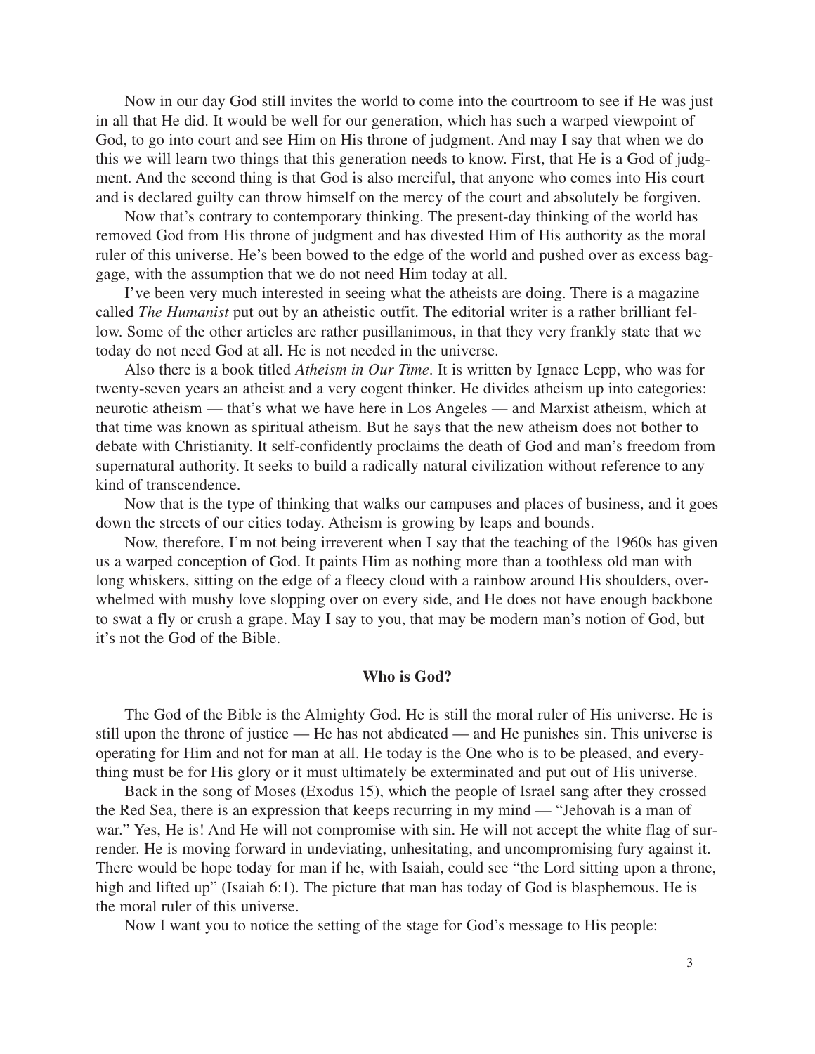Now in our day God still invites the world to come into the courtroom to see if He was just in all that He did. It would be well for our generation, which has such a warped viewpoint of God, to go into court and see Him on His throne of judgment. And may I say that when we do this we will learn two things that this generation needs to know. First, that He is a God of judgment. And the second thing is that God is also merciful, that anyone who comes into His court and is declared guilty can throw himself on the mercy of the court and absolutely be forgiven.

Now that's contrary to contemporary thinking. The present-day thinking of the world has removed God from His throne of judgment and has divested Him of His authority as the moral ruler of this universe. He's been bowed to the edge of the world and pushed over as excess baggage, with the assumption that we do not need Him today at all.

I've been very much interested in seeing what the atheists are doing. There is a magazine called *The Humanist* put out by an atheistic outfit. The editorial writer is a rather brilliant fellow. Some of the other articles are rather pusillanimous, in that they very frankly state that we today do not need God at all. He is not needed in the universe.

Also there is a book titled *Atheism in Our Time*. It is written by Ignace Lepp, who was for twenty-seven years an atheist and a very cogent thinker. He divides atheism up into categories: neurotic atheism — that's what we have here in Los Angeles — and Marxist atheism, which at that time was known as spiritual atheism. But he says that the new atheism does not bother to debate with Christianity. It self-confidently proclaims the death of God and man's freedom from supernatural authority. It seeks to build a radically natural civilization without reference to any kind of transcendence.

Now that is the type of thinking that walks our campuses and places of business, and it goes down the streets of our cities today. Atheism is growing by leaps and bounds.

Now, therefore, I'm not being irreverent when I say that the teaching of the 1960s has given us a warped conception of God. It paints Him as nothing more than a toothless old man with long whiskers, sitting on the edge of a fleecy cloud with a rainbow around His shoulders, overwhelmed with mushy love slopping over on every side, and He does not have enough backbone to swat a fly or crush a grape. May I say to you, that may be modern man's notion of God, but it's not the God of the Bible.

## Who is God?

The God of the Bible is the Almighty God. He is still the moral ruler of His universe. He is still upon the throne of justice — He has not abdicated — and He punishes sin. This universe is operating for Him and not for man at all. He today is the One who is to be pleased, and everything must be for His glory or it must ultimately be exterminated and put out of His universe.

Back in the song of Moses (Exodus 15), which the people of Israel sang after they crossed the Red Sea, there is an expression that keeps recurring in my mind — "Jehovah is a man of war." Yes, He is! And He will not compromise with sin. He will not accept the white flag of surrender. He is moving forward in undeviating, unhesitating, and uncompromising fury against it. There would be hope today for man if he, with Isaiah, could see "the Lord sitting upon a throne, high and lifted up" (Isaiah 6:1). The picture that man has today of God is blasphemous. He is the moral ruler of this universe.

Now I want you to notice the setting of the stage for God's message to His people: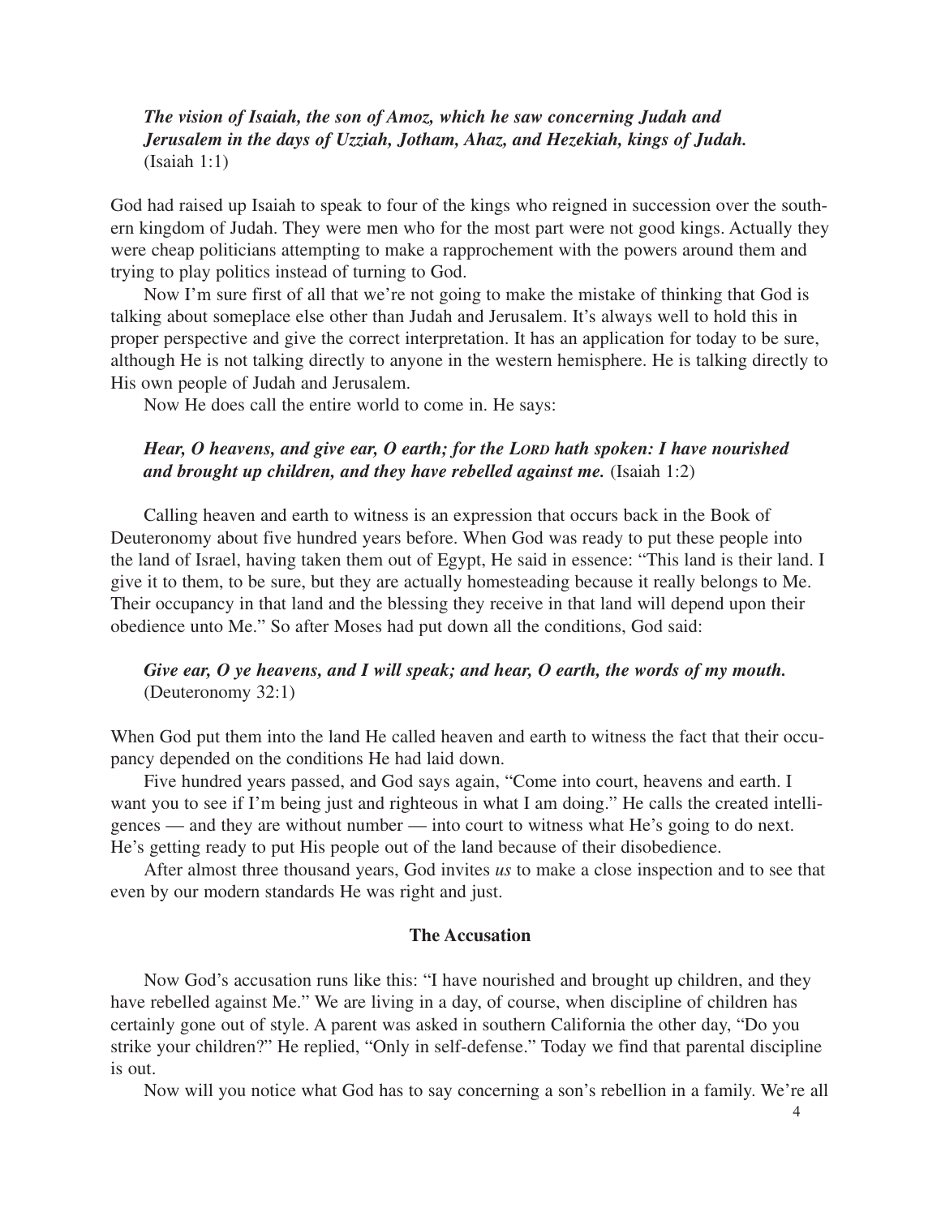*The vision of Isaiah, the son of Amoz, which he saw concerning Judah and Jerusalem in the days of Uzziah, Jotham, Ahaz, and Hezekiah, kings of Judah.* (Isaiah 1:1)

God had raised up Isaiah to speak to four of the kings who reigned in succession over the southern kingdom of Judah. They were men who for the most part were not good kings. Actually they were cheap politicians attempting to make a rapprochement with the powers around them and trying to play politics instead of turning to God.

Now I'm sure first of all that we're not going to make the mistake of thinking that God is talking about someplace else other than Judah and Jerusalem. It's always well to hold this in proper perspective and give the correct interpretation. It has an application for today to be sure, although He is not talking directly to anyone in the western hemisphere. He is talking directly to His own people of Judah and Jerusalem.

Now He does call the entire world to come in. He says:

*Hear, O heavens, and give ear, O earth; for the LORD hath spoken: I have nourished and brought up children, and they have rebelled against me.* (Isaiah 1:2)

Calling heaven and earth to witness is an expression that occurs back in the Book of Deuteronomy about five hundred years before. When God was ready to put these people into the land of Israel, having taken them out of Egypt, He said in essence: "This land is their land. I give it to them, to be sure, but they are actually homesteading because it really belongs to Me. Their occupancy in that land and the blessing they receive in that land will depend upon their obedience unto Me." So after Moses had put down all the conditions, God said:

*Give ear, O ye heavens, and I will speak; and hear, O earth, the words of my mouth.* (Deuteronomy 32:1)

When God put them into the land He called heaven and earth to witness the fact that their occupancy depended on the conditions He had laid down.

Five hundred years passed, and God says again, "Come into court, heavens and earth. I want you to see if I'm being just and righteous in what I am doing." He calls the created intelligences — and they are without number — into court to witness what He's going to do next. He's getting ready to put His people out of the land because of their disobedience.

After almost three thousand years, God invites *us* to make a close inspection and to see that even by our modern standards He was right and just.

### The Accusation

Now God's accusation runs like this: "I have nourished and brought up children, and they have rebelled against Me." We are living in a day, of course, when discipline of children has certainly gone out of style. A parent was asked in southern California the other day, "Do you strike your children?" He replied, "Only in self-defense." Today we find that parental discipline is out.

Now will you notice what God has to say concerning a son's rebellion in a family. We're all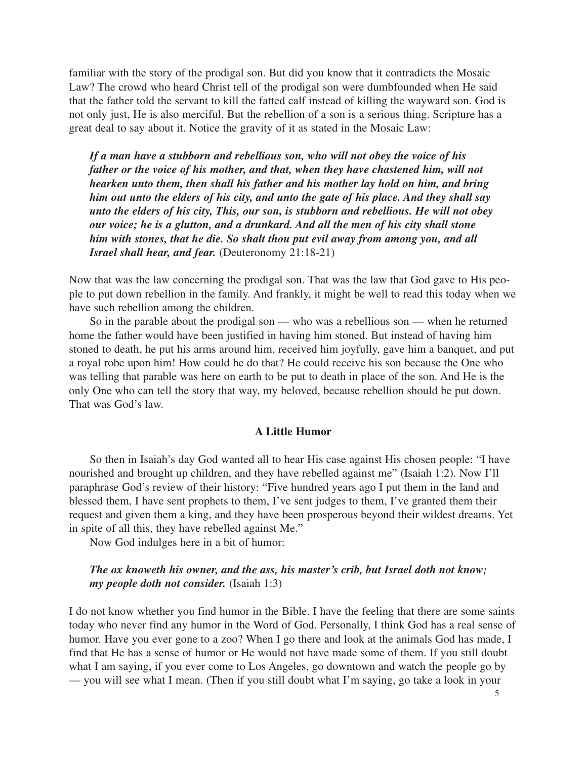familiar with the story of the prodigal son. But did you know that it contradicts the Mosaic Law? The crowd who heard Christ tell of the prodigal son were dumbfounded when He said that the father told the servant to kill the fatted calf instead of killing the wayward son. God is not only just, He is also merciful. But the rebellion of a son is a serious thing. Scripture has a great deal to say about it. Notice the gravity of it as stated in the Mosaic Law:

> ***If a man have a stubborn and rebellious son, who will not obey the voice of his father or the voice of his mother, and that, when they have chastened him, will not hearken unto them, then shall his father and his mother lay hold on him, and bring him out unto the elders of his city, and unto the gate of his place. And they shall say unto the elders of his city, This, our son, is stubborn and rebellious. He will not obey our voice; he is a glutton, and a drunkard. And all the men of his city shall stone him with stones, that he die. So shalt thou put evil away from among you, and all Israel shall hear, and fear.*** (Deuteronomy 21:18-21)

Now that was the law concerning the prodigal son. That was the law that God gave to His people to put down rebellion in the family. And frankly, it might be well to read this today when we have such rebellion among the children.

So in the parable about the prodigal son — who was a rebellious son — when he returned home the father would have been justified in having him stoned. But instead of having him stoned to death, he put his arms around him, received him joyfully, gave him a banquet, and put a royal robe upon him! How could he do that? He could receive his son because the One who was telling that parable was here on earth to be put to death in place of the son. And He is the only One who can tell the story that way, my beloved, because rebellion should be put down. That was God's law.

### A Little Humor

So then in Isaiah's day God wanted all to hear His case against His chosen people: "I have nourished and brought up children, and they have rebelled against me" (Isaiah 1:2). Now I'll paraphrase God's review of their history: "Five hundred years ago I put them in the land and blessed them, I have sent prophets to them, I've sent judges to them, I've granted them their request and given them a king, and they have been prosperous beyond their wildest dreams. Yet in spite of all this, they have rebelled against Me."

Now God indulges here in a bit of humor:

> ***The ox knoweth his owner, and the ass, his master's crib, but Israel doth not know; my people doth not consider.*** (Isaiah 1:3)

I do not know whether you find humor in the Bible. I have the feeling that there are some saints today who never find any humor in the Word of God. Personally, I think God has a real sense of humor. Have you ever gone to a zoo? When I go there and look at the animals God has made, I find that He has a sense of humor or He would not have made some of them. If you still doubt what I am saying, if you ever come to Los Angeles, go downtown and watch the people go by — you will see what I mean. (Then if you still doubt what I'm saying, go take a look in your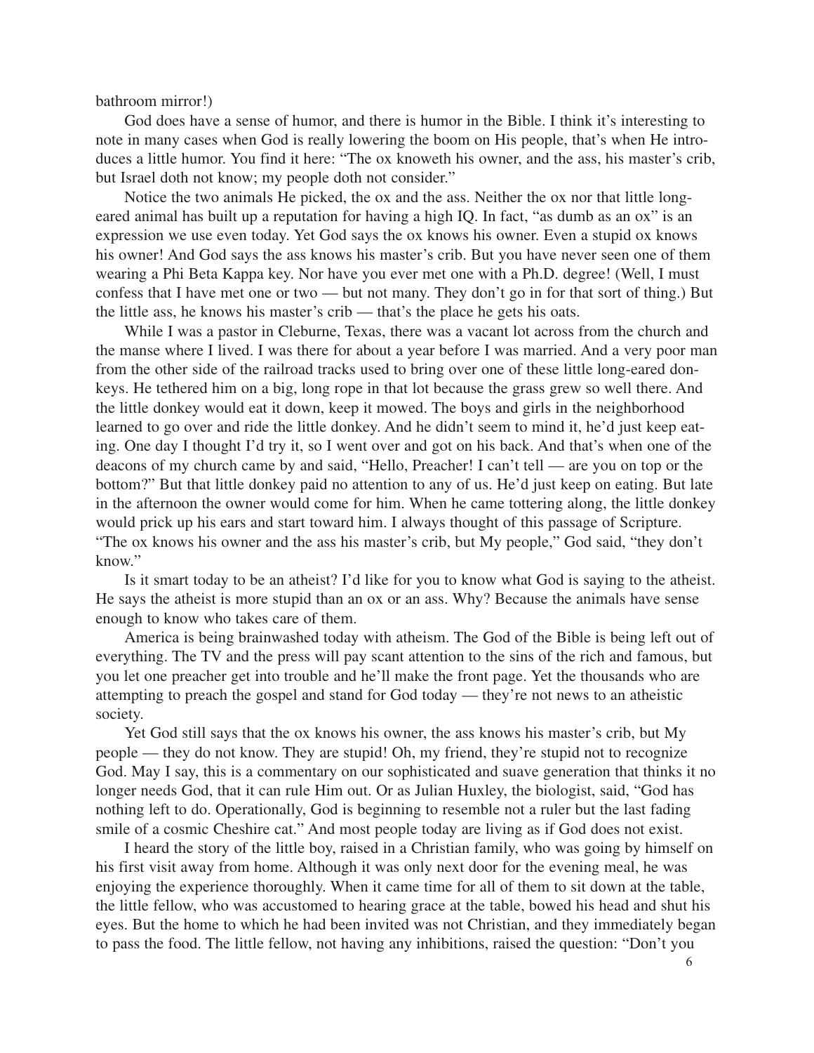bathroom mirror!)

God does have a sense of humor, and there is humor in the Bible. I think it's interesting to note in many cases when God is really lowering the boom on His people, that's when He introduces a little humor. You find it here: "The ox knoweth his owner, and the ass, his master's crib, but Israel doth not know; my people doth not consider."

Notice the two animals He picked, the ox and the ass. Neither the ox nor that little long-eared animal has built up a reputation for having a high IQ. In fact, "as dumb as an ox" is an expression we use even today. Yet God says the ox knows his owner. Even a stupid ox knows his owner! And God says the ass knows his master's crib. But you have never seen one of them wearing a Phi Beta Kappa key. Nor have you ever met one with a Ph.D. degree! (Well, I must confess that I have met one or two — but not many. They don't go in for that sort of thing.) But the little ass, he knows his master's crib — that's the place he gets his oats.

While I was a pastor in Cleburne, Texas, there was a vacant lot across from the church and the manse where I lived. I was there for about a year before I was married. And a very poor man from the other side of the railroad tracks used to bring over one of these little long-eared donkeys. He tethered him on a big, long rope in that lot because the grass grew so well there. And the little donkey would eat it down, keep it mowed. The boys and girls in the neighborhood learned to go over and ride the little donkey. And he didn't seem to mind it, he'd just keep eating. One day I thought I'd try it, so I went over and got on his back. And that's when one of the deacons of my church came by and said, "Hello, Preacher! I can't tell — are you on top or the bottom?" But that little donkey paid no attention to any of us. He'd just keep on eating. But late in the afternoon the owner would come for him. When he came tottering along, the little donkey would prick up his ears and start toward him. I always thought of this passage of Scripture. "The ox knows his owner and the ass his master's crib, but My people," God said, "they don't know."

Is it smart today to be an atheist? I'd like for you to know what God is saying to the atheist. He says the atheist is more stupid than an ox or an ass. Why? Because the animals have sense enough to know who takes care of them.

America is being brainwashed today with atheism. The God of the Bible is being left out of everything. The TV and the press will pay scant attention to the sins of the rich and famous, but you let one preacher get into trouble and he'll make the front page. Yet the thousands who are attempting to preach the gospel and stand for God today — they're not news to an atheistic society.

Yet God still says that the ox knows his owner, the ass knows his master's crib, but My people — they do not know. They are stupid! Oh, my friend, they're stupid not to recognize God. May I say, this is a commentary on our sophisticated and suave generation that thinks it no longer needs God, that it can rule Him out. Or as Julian Huxley, the biologist, said, "God has nothing left to do. Operationally, God is beginning to resemble not a ruler but the last fading smile of a cosmic Cheshire cat." And most people today are living as if God does not exist.

I heard the story of the little boy, raised in a Christian family, who was going by himself on his first visit away from home. Although it was only next door for the evening meal, he was enjoying the experience thoroughly. When it came time for all of them to sit down at the table, the little fellow, who was accustomed to hearing grace at the table, bowed his head and shut his eyes. But the home to which he had been invited was not Christian, and they immediately began to pass the food. The little fellow, not having any inhibitions, raised the question: "Don't you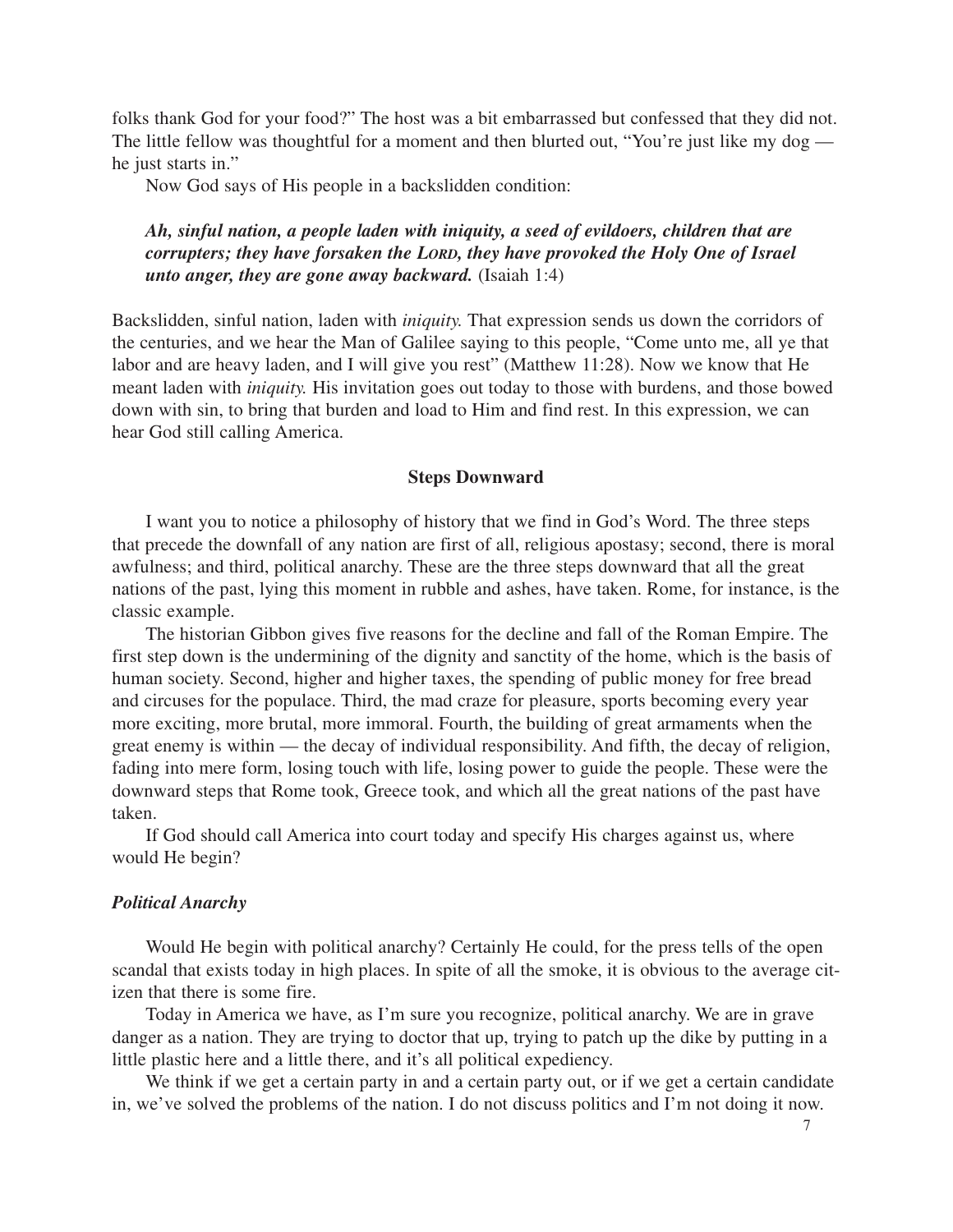folks thank God for your food?" The host was a bit embarrassed but confessed that they did not. The little fellow was thoughtful for a moment and then blurted out, "You're just like my dog — he just starts in."

Now God says of His people in a backslidden condition:

> ***Ah, sinful nation, a people laden with iniquity, a seed of evildoers, children that are corrupters; they have forsaken the LORD, they have provoked the Holy One of Israel unto anger, they are gone away backward.*** (Isaiah 1:4)

Backslidden, sinful nation, laden with *iniquity.* That expression sends us down the corridors of the centuries, and we hear the Man of Galilee saying to this people, "Come unto me, all ye that labor and are heavy laden, and I will give you rest" (Matthew 11:28). Now we know that He meant laden with *iniquity.* His invitation goes out today to those with burdens, and those bowed down with sin, to bring that burden and load to Him and find rest. In this expression, we can hear God still calling America.

### Steps Downward

I want you to notice a philosophy of history that we find in God's Word. The three steps that precede the downfall of any nation are first of all, religious apostasy; second, there is moral awfulness; and third, political anarchy. These are the three steps downward that all the great nations of the past, lying this moment in rubble and ashes, have taken. Rome, for instance, is the classic example.

The historian Gibbon gives five reasons for the decline and fall of the Roman Empire. The first step down is the undermining of the dignity and sanctity of the home, which is the basis of human society. Second, higher and higher taxes, the spending of public money for free bread and circuses for the populace. Third, the mad craze for pleasure, sports becoming every year more exciting, more brutal, more immoral. Fourth, the building of great armaments when the great enemy is within — the decay of individual responsibility. And fifth, the decay of religion, fading into mere form, losing touch with life, losing power to guide the people. These were the downward steps that Rome took, Greece took, and which all the great nations of the past have taken.

If God should call America into court today and specify His charges against us, where would He begin?

#### *Political Anarchy*

Would He begin with political anarchy? Certainly He could, for the press tells of the open scandal that exists today in high places. In spite of all the smoke, it is obvious to the average citizen that there is some fire.

Today in America we have, as I'm sure you recognize, political anarchy. We are in grave danger as a nation. They are trying to doctor that up, trying to patch up the dike by putting in a little plastic here and a little there, and it's all political expediency.

We think if we get a certain party in and a certain party out, or if we get a certain candidate in, we've solved the problems of the nation. I do not discuss politics and I'm not doing it now.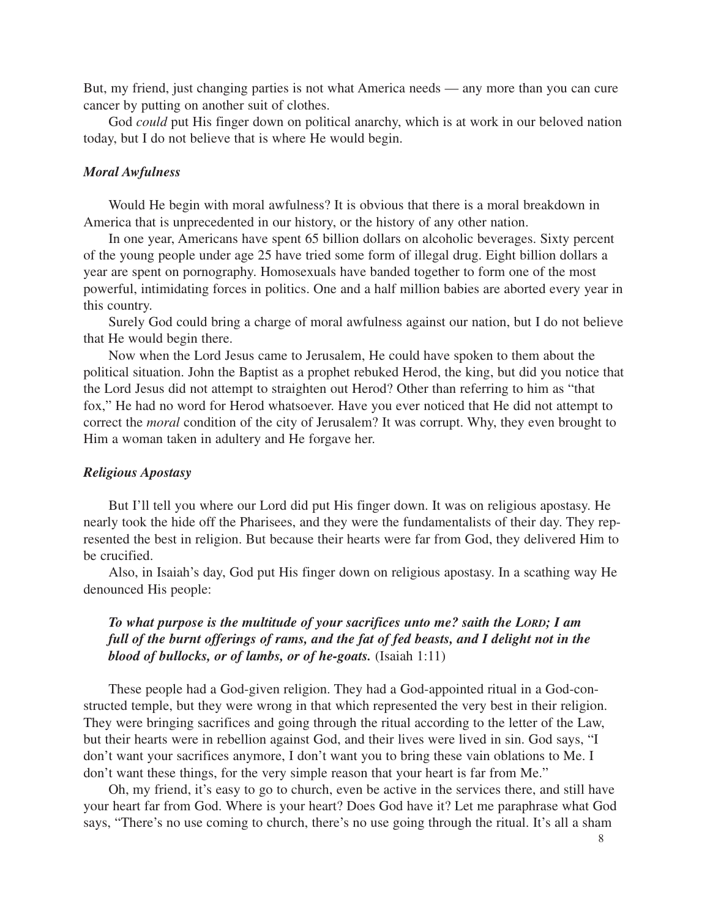But, my friend, just changing parties is not what America needs — any more than you can cure cancer by putting on another suit of clothes.

God *could* put His finger down on political anarchy, which is at work in our beloved nation today, but I do not believe that is where He would begin.

### *Moral Awfulness*

Would He begin with moral awfulness? It is obvious that there is a moral breakdown in America that is unprecedented in our history, or the history of any other nation.

In one year, Americans have spent 65 billion dollars on alcoholic beverages. Sixty percent of the young people under age 25 have tried some form of illegal drug. Eight billion dollars a year are spent on pornography. Homosexuals have banded together to form one of the most powerful, intimidating forces in politics. One and a half million babies are aborted every year in this country.

Surely God could bring a charge of moral awfulness against our nation, but I do not believe that He would begin there.

Now when the Lord Jesus came to Jerusalem, He could have spoken to them about the political situation. John the Baptist as a prophet rebuked Herod, the king, but did you notice that the Lord Jesus did not attempt to straighten out Herod? Other than referring to him as "that fox," He had no word for Herod whatsoever. Have you ever noticed that He did not attempt to correct the *moral* condition of the city of Jerusalem? It was corrupt. Why, they even brought to Him a woman taken in adultery and He forgave her.

### *Religious Apostasy*

But I'll tell you where our Lord did put His finger down. It was on religious apostasy. He nearly took the hide off the Pharisees, and they were the fundamentalists of their day. They represented the best in religion. But because their hearts were far from God, they delivered Him to be crucified.

Also, in Isaiah's day, God put His finger down on religious apostasy. In a scathing way He denounced His people:

> ***To what purpose is the multitude of your sacrifices unto me? saith the LORD; I am full of the burnt offerings of rams, and the fat of fed beasts, and I delight not in the blood of bullocks, or of lambs, or of he-goats.*** (Isaiah 1:11)

These people had a God-given religion. They had a God-appointed ritual in a God-constructed temple, but they were wrong in that which represented the very best in their religion. They were bringing sacrifices and going through the ritual according to the letter of the Law, but their hearts were in rebellion against God, and their lives were lived in sin. God says, "I don't want your sacrifices anymore, I don't want you to bring these vain oblations to Me. I don't want these things, for the very simple reason that your heart is far from Me."

Oh, my friend, it's easy to go to church, even be active in the services there, and still have your heart far from God. Where is your heart? Does God have it? Let me paraphrase what God says, "There's no use coming to church, there's no use going through the ritual. It's all a sham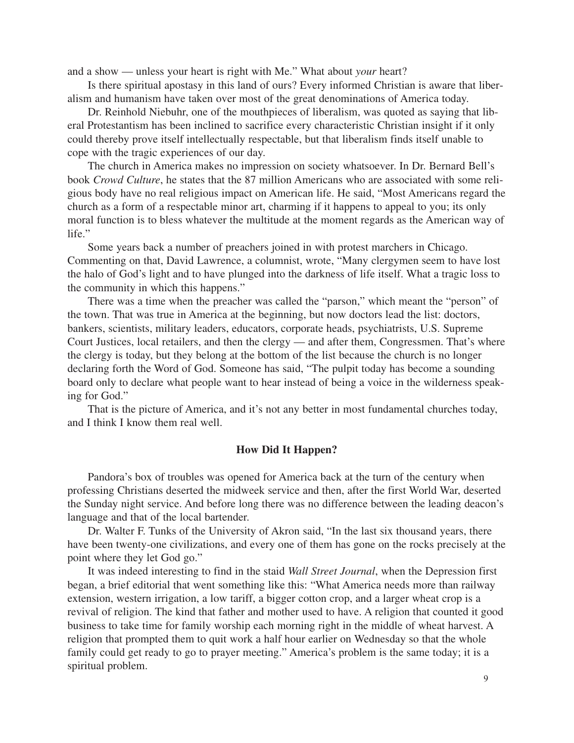and a show — unless your heart is right with Me." What about *your* heart?

Is there spiritual apostasy in this land of ours? Every informed Christian is aware that liberalism and humanism have taken over most of the great denominations of America today.

Dr. Reinhold Niebuhr, one of the mouthpieces of liberalism, was quoted as saying that liberal Protestantism has been inclined to sacrifice every characteristic Christian insight if it only could thereby prove itself intellectually respectable, but that liberalism finds itself unable to cope with the tragic experiences of our day.

The church in America makes no impression on society whatsoever. In Dr. Bernard Bell's book *Crowd Culture*, he states that the 87 million Americans who are associated with some religious body have no real religious impact on American life. He said, "Most Americans regard the church as a form of a respectable minor art, charming if it happens to appeal to you; its only moral function is to bless whatever the multitude at the moment regards as the American way of life."

Some years back a number of preachers joined in with protest marchers in Chicago. Commenting on that, David Lawrence, a columnist, wrote, "Many clergymen seem to have lost the halo of God's light and to have plunged into the darkness of life itself. What a tragic loss to the community in which this happens."

There was a time when the preacher was called the "parson," which meant the "person" of the town. That was true in America at the beginning, but now doctors lead the list: doctors, bankers, scientists, military leaders, educators, corporate heads, psychiatrists, U.S. Supreme Court Justices, local retailers, and then the clergy — and after them, Congressmen. That's where the clergy is today, but they belong at the bottom of the list because the church is no longer declaring forth the Word of God. Someone has said, "The pulpit today has become a sounding board only to declare what people want to hear instead of being a voice in the wilderness speaking for God."

That is the picture of America, and it's not any better in most fundamental churches today, and I think I know them real well.

### How Did It Happen?

Pandora's box of troubles was opened for America back at the turn of the century when professing Christians deserted the midweek service and then, after the first World War, deserted the Sunday night service. And before long there was no difference between the leading deacon's language and that of the local bartender.

Dr. Walter F. Tunks of the University of Akron said, "In the last six thousand years, there have been twenty-one civilizations, and every one of them has gone on the rocks precisely at the point where they let God go."

It was indeed interesting to find in the staid *Wall Street Journal*, when the Depression first began, a brief editorial that went something like this: "What America needs more than railway extension, western irrigation, a low tariff, a bigger cotton crop, and a larger wheat crop is a revival of religion. The kind that father and mother used to have. A religion that counted it good business to take time for family worship each morning right in the middle of wheat harvest. A religion that prompted them to quit work a half hour earlier on Wednesday so that the whole family could get ready to go to prayer meeting." America's problem is the same today; it is a spiritual problem.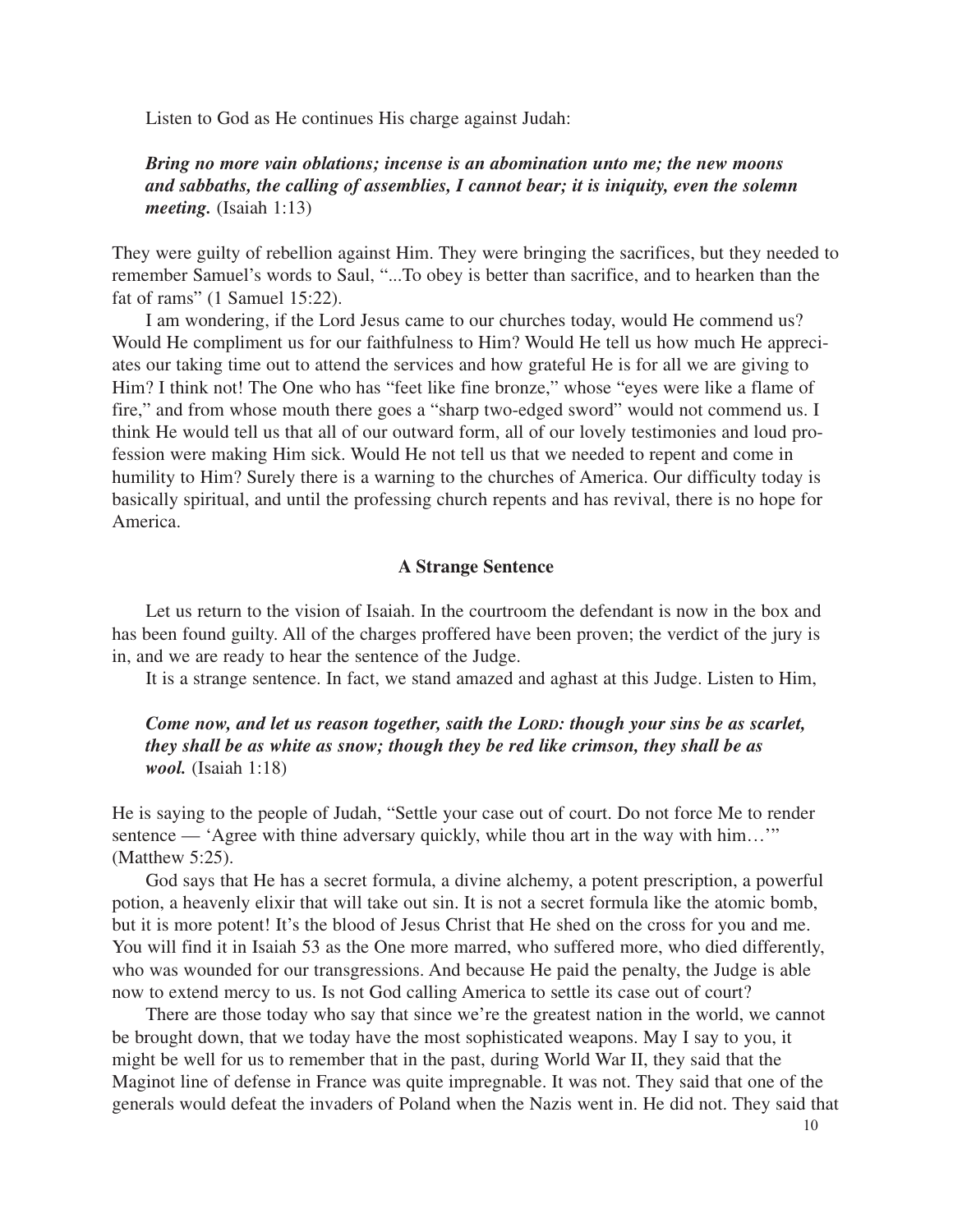Listen to God as He continues His charge against Judah:

> ***Bring no more vain oblations; incense is an abomination unto me; the new moons and sabbaths, the calling of assemblies, I cannot bear; it is iniquity, even the solemn meeting.*** (Isaiah 1:13)

They were guilty of rebellion against Him. They were bringing the sacrifices, but they needed to remember Samuel's words to Saul, "...To obey is better than sacrifice, and to hearken than the fat of rams" (1 Samuel 15:22).

I am wondering, if the Lord Jesus came to our churches today, would He commend us? Would He compliment us for our faithfulness to Him? Would He tell us how much He appreciates our taking time out to attend the services and how grateful He is for all we are giving to Him? I think not! The One who has "feet like fine bronze," whose "eyes were like a flame of fire," and from whose mouth there goes a "sharp two-edged sword" would not commend us. I think He would tell us that all of our outward form, all of our lovely testimonies and loud profession were making Him sick. Would He not tell us that we needed to repent and come in humility to Him? Surely there is a warning to the churches of America. Our difficulty today is basically spiritual, and until the professing church repents and has revival, there is no hope for America.

### A Strange Sentence

Let us return to the vision of Isaiah. In the courtroom the defendant is now in the box and has been found guilty. All of the charges proffered have been proven; the verdict of the jury is in, and we are ready to hear the sentence of the Judge.

It is a strange sentence. In fact, we stand amazed and aghast at this Judge. Listen to Him,

> ***Come now, and let us reason together, saith the LORD: though your sins be as scarlet, they shall be as white as snow; though they be red like crimson, they shall be as wool.*** (Isaiah 1:18)

He is saying to the people of Judah, "Settle your case out of court. Do not force Me to render sentence — 'Agree with thine adversary quickly, while thou art in the way with him…'" (Matthew 5:25).

God says that He has a secret formula, a divine alchemy, a potent prescription, a powerful potion, a heavenly elixir that will take out sin. It is not a secret formula like the atomic bomb, but it is more potent! It's the blood of Jesus Christ that He shed on the cross for you and me. You will find it in Isaiah 53 as the One more marred, who suffered more, who died differently, who was wounded for our transgressions. And because He paid the penalty, the Judge is able now to extend mercy to us. Is not God calling America to settle its case out of court?

There are those today who say that since we're the greatest nation in the world, we cannot be brought down, that we today have the most sophisticated weapons. May I say to you, it might be well for us to remember that in the past, during World War II, they said that the Maginot line of defense in France was quite impregnable. It was not. They said that one of the generals would defeat the invaders of Poland when the Nazis went in. He did not. They said that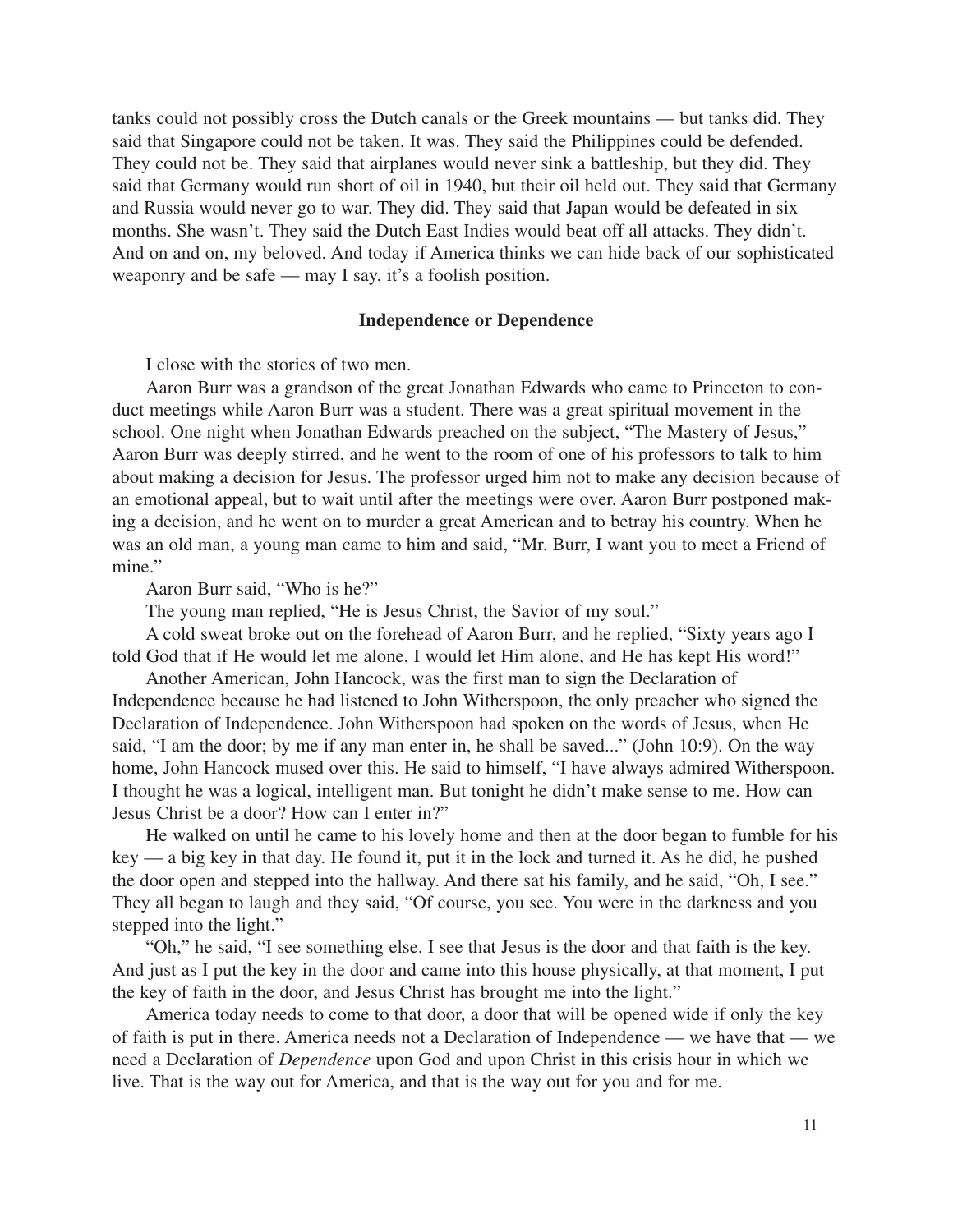tanks could not possibly cross the Dutch canals or the Greek mountains — but tanks did. They said that Singapore could not be taken. It was. They said the Philippines could be defended. They could not be. They said that airplanes would never sink a battleship, but they did. They said that Germany would run short of oil in 1940, but their oil held out. They said that Germany and Russia would never go to war. They did. They said that Japan would be defeated in six months. She wasn't. They said the Dutch East Indies would beat off all attacks. They didn't. And on and on, my beloved. And today if America thinks we can hide back of our sophisticated weaponry and be safe — may I say, it's a foolish position.

## Independence or Dependence

I close with the stories of two men.

Aaron Burr was a grandson of the great Jonathan Edwards who came to Princeton to conduct meetings while Aaron Burr was a student. There was a great spiritual movement in the school. One night when Jonathan Edwards preached on the subject, "The Mastery of Jesus," Aaron Burr was deeply stirred, and he went to the room of one of his professors to talk to him about making a decision for Jesus. The professor urged him not to make any decision because of an emotional appeal, but to wait until after the meetings were over. Aaron Burr postponed making a decision, and he went on to murder a great American and to betray his country. When he was an old man, a young man came to him and said, "Mr. Burr, I want you to meet a Friend of mine."

Aaron Burr said, "Who is he?"

The young man replied, "He is Jesus Christ, the Savior of my soul."

A cold sweat broke out on the forehead of Aaron Burr, and he replied, "Sixty years ago I told God that if He would let me alone, I would let Him alone, and He has kept His word!"

Another American, John Hancock, was the first man to sign the Declaration of Independence because he had listened to John Witherspoon, the only preacher who signed the Declaration of Independence. John Witherspoon had spoken on the words of Jesus, when He said, "I am the door; by me if any man enter in, he shall be saved..." (John 10:9). On the way home, John Hancock mused over this. He said to himself, "I have always admired Witherspoon. I thought he was a logical, intelligent man. But tonight he didn't make sense to me. How can Jesus Christ be a door? How can I enter in?"

He walked on until he came to his lovely home and then at the door began to fumble for his key — a big key in that day. He found it, put it in the lock and turned it. As he did, he pushed the door open and stepped into the hallway. And there sat his family, and he said, "Oh, I see." They all began to laugh and they said, "Of course, you see. You were in the darkness and you stepped into the light."

"Oh," he said, "I see something else. I see that Jesus is the door and that faith is the key. And just as I put the key in the door and came into this house physically, at that moment, I put the key of faith in the door, and Jesus Christ has brought me into the light."

America today needs to come to that door, a door that will be opened wide if only the key of faith is put in there. America needs not a Declaration of Independence — we have that — we need a Declaration of *Dependence* upon God and upon Christ in this crisis hour in which we live. That is the way out for America, and that is the way out for you and for me.